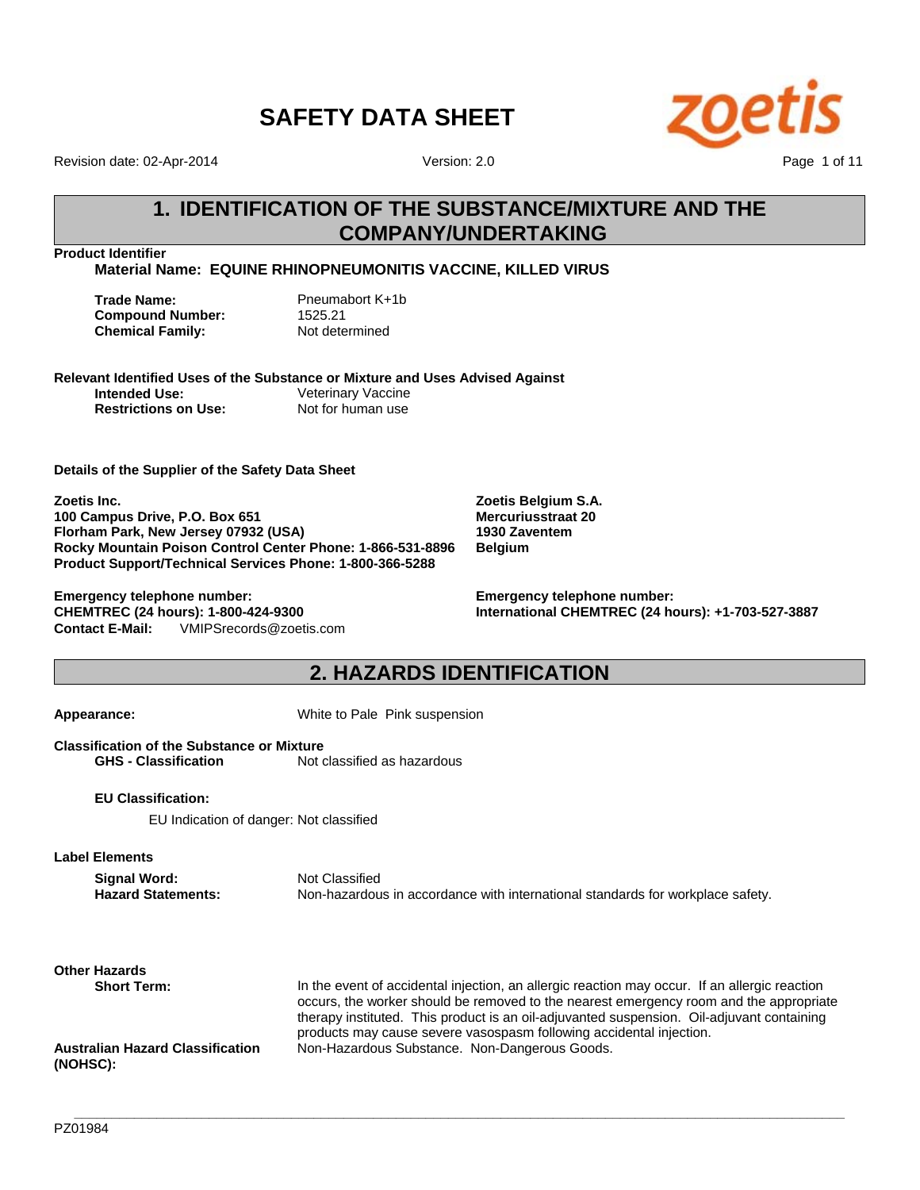# SAFETY DATA SHEET

Revision date: 02-Apr-2014 Version: 2.0

## 1. IDENTIFICATION OF THE SUBSTANCE/MIXTURE AND THE COMPANY/UNDERTAKING

**Product Identifier**

**Material Name: EQUINE RHINOPNEUMONITIS VACCINE, KILLED VIRUS**

**Trade Name:** Pneumabort K+1b
**Compound Number:** 1525.21
**Chemical Family:** Not determined

**Relevant Identified Uses of the Substance or Mixture and Uses Advised Against**

**Intended Use:** Veterinary Vaccine
**Restrictions on Use:** Not for human use

**Details of the Supplier of the Safety Data Sheet**

**Zoetis Inc.**
**100 Campus Drive, P.O. Box 651**
**Florham Park, New Jersey 07932 (USA)**
**Rocky Mountain Poison Control Center Phone: 1-866-531-8896**
**Product Support/Technical Services Phone: 1-800-366-5288**

**Emergency telephone number:**
**CHEMTREC (24 hours): 1-800-424-9300**
**Contact E-Mail:** VMIPSrecords@zoetis.com

**Zoetis Belgium S.A.**
**Mercuriusstraat 20**
**1930 Zaventem**
**Belgium**

**Emergency telephone number:**
**International CHEMTREC (24 hours): +1-703-527-3887**

## 2. HAZARDS IDENTIFICATION

**Appearance:** White to Pale Pink suspension

**Classification of the Substance or Mixture**

**GHS - Classification** Not classified as hazardous

**EU Classification:**

EU Indication of danger: Not classified

**Label Elements**

**Signal Word:** Not Classified
**Hazard Statements:** Non-hazardous in accordance with international standards for workplace safety.

**Other Hazards**

**Short Term:** In the event of accidental injection, an allergic reaction may occur. If an allergic reaction occurs, the worker should be removed to the nearest emergency room and the appropriate therapy instituted. This product is an oil-adjuvanted suspension. Oil-adjuvant containing products may cause severe vasospasm following accidental injection.

**Australian Hazard Classification (NOHSC):** Non-Hazardous Substance. Non-Dangerous Goods.

PZ01984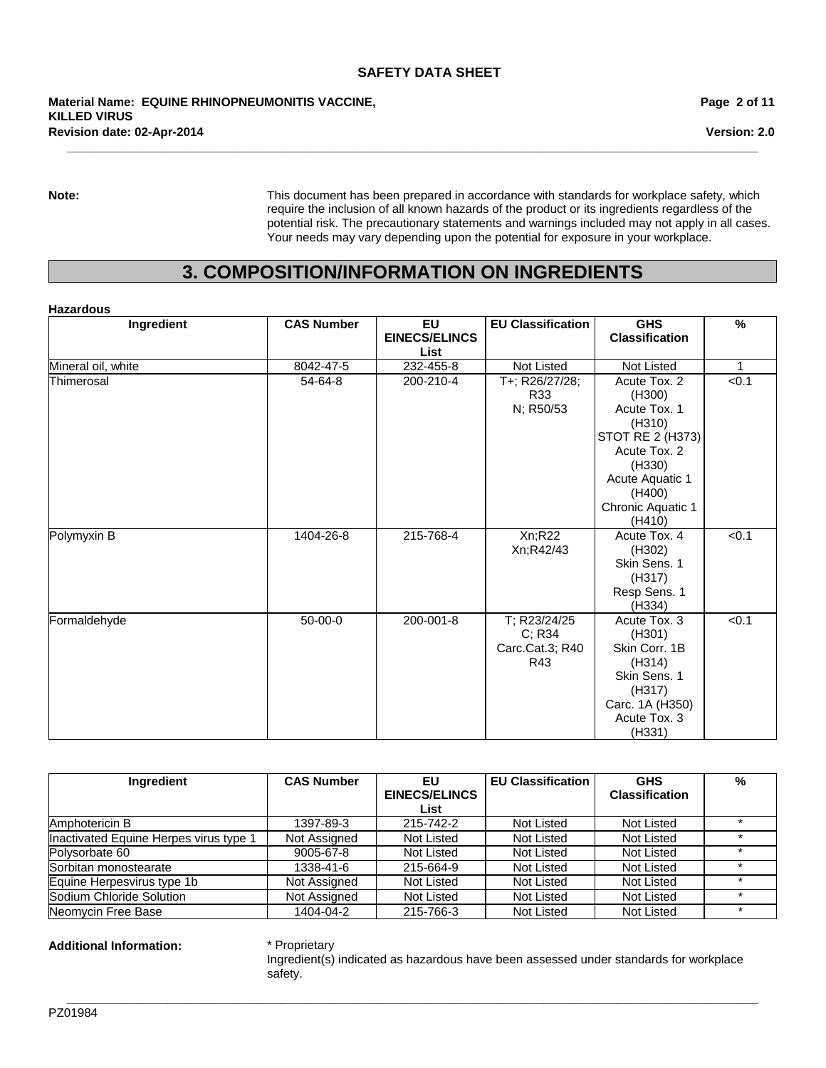**Note:** This document has been prepared in accordance with standards for workplace safety, which require the inclusion of all known hazards of the product or its ingredients regardless of the potential risk. The precautionary statements and warnings included may not apply in all cases. Your needs may vary depending upon the potential for exposure in your workplace.

## 3. COMPOSITION/INFORMATION ON INGREDIENTS

**Hazardous**

| Ingredient | CAS Number | EU EINECS/ELINCS List | EU Classification | GHS Classification | % |
|---|---|---|---|---|---|
| Mineral oil, white | 8042-47-5 | 232-455-8 | Not Listed | Not Listed | 1 |
| Thimerosal | 54-64-8 | 200-210-4 | T+; R26/27/28; R33<br>N; R50/53 | Acute Tox. 2 (H300)<br>Acute Tox. 1 (H310)<br>STOT RE 2 (H373)<br>Acute Tox. 2 (H330)<br>Acute Aquatic 1 (H400)<br>Chronic Aquatic 1 (H410) | <0.1 |
| Polymyxin B | 1404-26-8 | 215-768-4 | Xn;R22<br>Xn;R42/43 | Acute Tox. 4 (H302)<br>Skin Sens. 1 (H317)<br>Resp Sens. 1 (H334) | <0.1 |
| Formaldehyde | 50-00-0 | 200-001-8 | T; R23/24/25<br>C; R34<br>Carc.Cat.3; R40<br>R43 | Acute Tox. 3 (H301)<br>Skin Corr. 1B (H314)<br>Skin Sens. 1 (H317)<br>Carc. 1A (H350)<br>Acute Tox. 3 (H331) | <0.1 |

| Ingredient | CAS Number | EU EINECS/ELINCS List | EU Classification | GHS Classification | % |
|---|---|---|---|---|---|
| Amphotericin B | 1397-89-3 | 215-742-2 | Not Listed | Not Listed | * |
| Inactivated Equine Herpes virus type 1 | Not Assigned | Not Listed | Not Listed | Not Listed | * |
| Polysorbate 60 | 9005-67-8 | Not Listed | Not Listed | Not Listed | * |
| Sorbitan monostearate | 1338-41-6 | 215-664-9 | Not Listed | Not Listed | * |
| Equine Herpesvirus type 1b | Not Assigned | Not Listed | Not Listed | Not Listed | * |
| Sodium Chloride Solution | Not Assigned | Not Listed | Not Listed | Not Listed | * |
| Neomycin Free Base | 1404-04-2 | 215-766-3 | Not Listed | Not Listed | * |

**Additional Information:** * Proprietary
Ingredient(s) indicated as hazardous have been assessed under standards for workplace safety.

PZ01984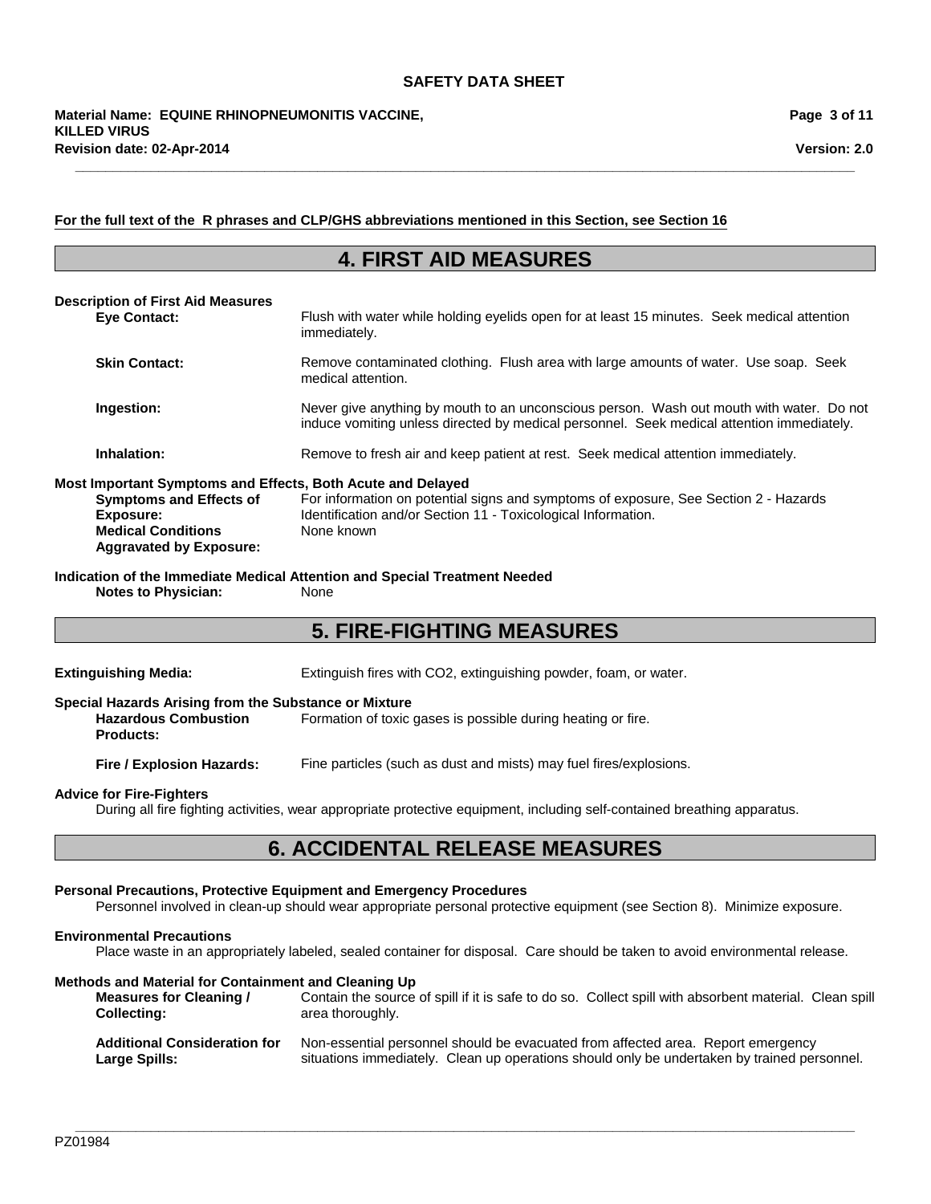**For the full text of the R phrases and CLP/GHS abbreviations mentioned in this Section, see Section 16**

## 4. FIRST AID MEASURES

**Description of First Aid Measures**

**Eye Contact:** Flush with water while holding eyelids open for at least 15 minutes. Seek medical attention immediately.

**Skin Contact:** Remove contaminated clothing. Flush area with large amounts of water. Use soap. Seek medical attention.

**Ingestion:** Never give anything by mouth to an unconscious person. Wash out mouth with water. Do not induce vomiting unless directed by medical personnel. Seek medical attention immediately.

**Inhalation:** Remove to fresh air and keep patient at rest. Seek medical attention immediately.

**Most Important Symptoms and Effects, Both Acute and Delayed**

**Symptoms and Effects of Exposure:** For information on potential signs and symptoms of exposure, See Section 2 - Hazards Identification and/or Section 11 - Toxicological Information.

**Medical Conditions Aggravated by Exposure:** None known

**Indication of the Immediate Medical Attention and Special Treatment Needed**

**Notes to Physician:** None

## 5. FIRE-FIGHTING MEASURES

**Extinguishing Media:** Extinguish fires with $CO_2$, extinguishing powder, foam, or water.

**Special Hazards Arising from the Substance or Mixture**

**Hazardous Combustion Products:** Formation of toxic gases is possible during heating or fire.

**Fire / Explosion Hazards:** Fine particles (such as dust and mists) may fuel fires/explosions.

**Advice for Fire-Fighters**

During all fire fighting activities, wear appropriate protective equipment, including self-contained breathing apparatus.

## 6. ACCIDENTAL RELEASE MEASURES

**Personal Precautions, Protective Equipment and Emergency Procedures**

Personnel involved in clean-up should wear appropriate personal protective equipment (see Section 8). Minimize exposure.

**Environmental Precautions**

Place waste in an appropriately labeled, sealed container for disposal. Care should be taken to avoid environmental release.

**Methods and Material for Containment and Cleaning Up**

**Measures for Cleaning / Collecting:** Contain the source of spill if it is safe to do so. Collect spill with absorbent material. Clean spill area thoroughly.

**Additional Consideration for Large Spills:** Non-essential personnel should be evacuated from affected area. Report emergency situations immediately. Clean up operations should only be undertaken by trained personnel.

PZ01984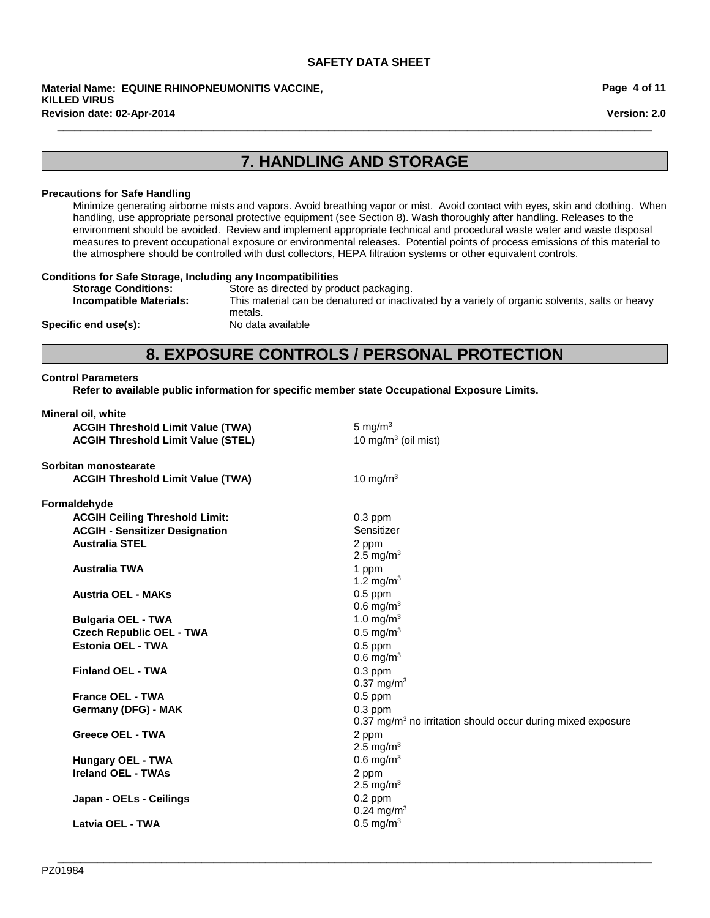## 7. HANDLING AND STORAGE

**Precautions for Safe Handling**

Minimize generating airborne mists and vapors. Avoid breathing vapor or mist. Avoid contact with eyes, skin and clothing. When handling, use appropriate personal protective equipment (see Section 8). Wash thoroughly after handling. Releases to the environment should be avoided. Review and implement appropriate technical and procedural waste water and waste disposal measures to prevent occupational exposure or environmental releases. Potential points of process emissions of this material to the atmosphere should be controlled with dust collectors, HEPA filtration systems or other equivalent controls.

**Conditions for Safe Storage, Including any Incompatibilities**

| | |
|---|---|
| **Storage Conditions:** | Store as directed by product packaging. |
| **Incompatible Materials:** | This material can be denatured or inactivated by a variety of organic solvents, salts or heavy metals. |
| **Specific end use(s):** | No data available |

## 8. EXPOSURE CONTROLS / PERSONAL PROTECTION

**Control Parameters**

**Refer to available public information for specific member state Occupational Exposure Limits.**

**Mineral oil, white**

| | |
|---|---|
| **ACGIH Threshold Limit Value (TWA)** | 5 mg/m$^3$ |
| **ACGIH Threshold Limit Value (STEL)** | 10 mg/m$^3$ (oil mist) |

**Sorbitan monostearate**

| | |
|---|---|
| **ACGIH Threshold Limit Value (TWA)** | 10 mg/m$^3$ |

**Formaldehyde**

| | |
|---|---|
| **ACGIH Ceiling Threshold Limit:** | 0.3 ppm |
| **ACGIH - Sensitizer Designation** | Sensitizer |
| **Australia STEL** | 2 ppm<br>2.5 mg/m$^3$ |
| **Australia TWA** | 1 ppm<br>1.2 mg/m$^3$ |
| **Austria OEL - MAKs** | 0.5 ppm<br>0.6 mg/m$^3$ |
| **Bulgaria OEL - TWA** | 1.0 mg/m$^3$ |
| **Czech Republic OEL - TWA** | 0.5 mg/m$^3$ |
| **Estonia OEL - TWA** | 0.5 ppm<br>0.6 mg/m$^3$ |
| **Finland OEL - TWA** | 0.3 ppm<br>0.37 mg/m$^3$ |
| **France OEL - TWA** | 0.5 ppm |
| **Germany (DFG) - MAK** | 0.3 ppm<br>0.37 mg/m$^3$ no irritation should occur during mixed exposure |
| **Greece OEL - TWA** | 2 ppm<br>2.5 mg/m$^3$ |
| **Hungary OEL - TWA** | 0.6 mg/m$^3$ |
| **Ireland OEL - TWAs** | 2 ppm<br>2.5 mg/m$^3$ |
| **Japan - OELs - Ceilings** | 0.2 ppm<br>0.24 mg/m$^3$ |
| **Latvia OEL - TWA** | 0.5 mg/m$^3$ |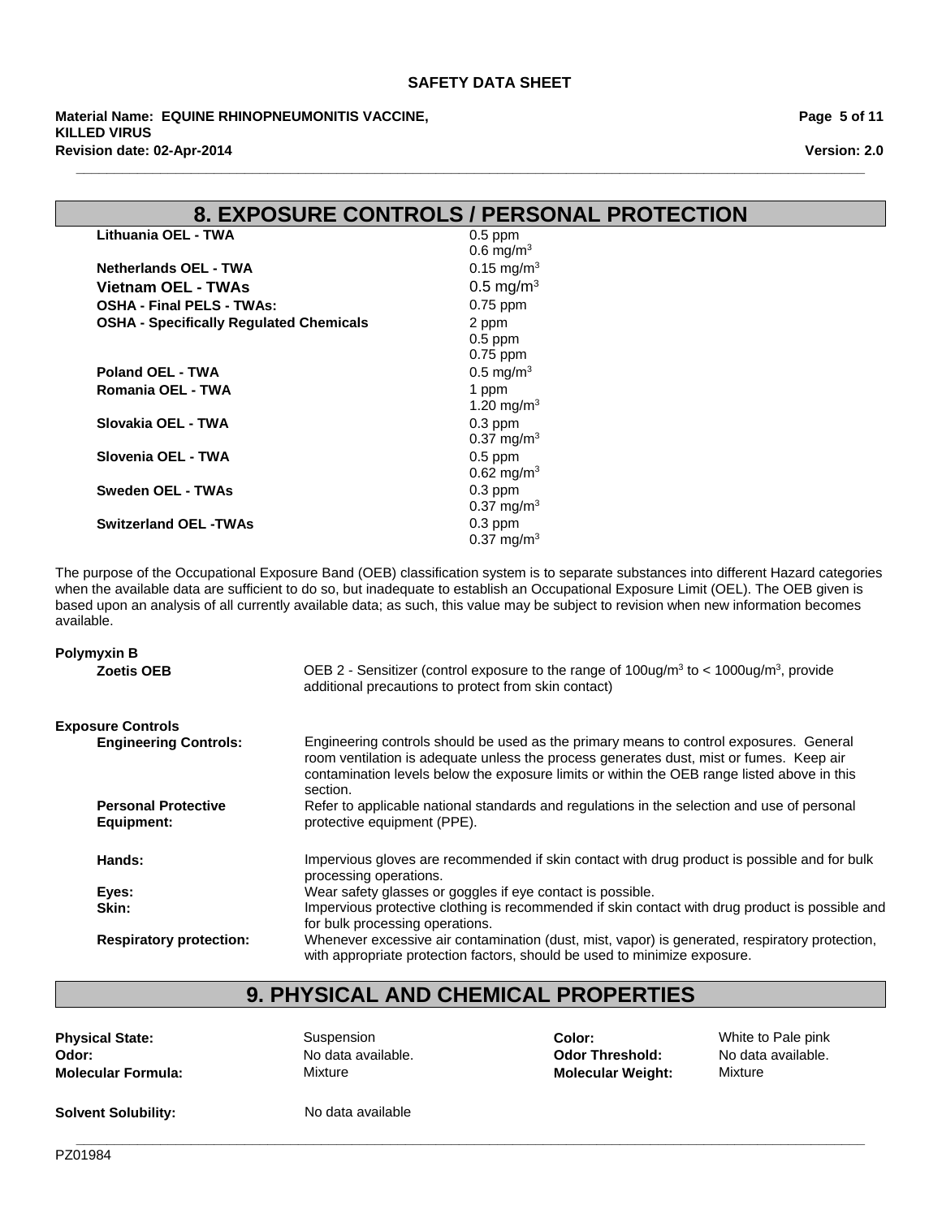## 8. EXPOSURE CONTROLS / PERSONAL PROTECTION

| | |
|---|---|
| **Lithuania OEL - TWA** | 0.5 ppm<br>0.6 mg/m$^3$ |
| **Netherlands OEL - TWA** | 0.15 mg/m$^3$ |
| **Vietnam OEL - TWAs** | 0.5 mg/m$^3$ |
| **OSHA - Final PELS - TWAs:** | 0.75 ppm |
| **OSHA - Specifically Regulated Chemicals** | 2 ppm<br>0.5 ppm<br>0.75 ppm |
| **Poland OEL - TWA** | 0.5 mg/m$^3$ |
| **Romania OEL - TWA** | 1 ppm<br>1.20 mg/m$^3$ |
| **Slovakia OEL - TWA** | 0.3 ppm<br>0.37 mg/m$^3$ |
| **Slovenia OEL - TWA** | 0.5 ppm<br>0.62 mg/m$^3$ |
| **Sweden OEL - TWAs** | 0.3 ppm<br>0.37 mg/m$^3$ |
| **Switzerland OEL -TWAs** | 0.3 ppm<br>0.37 mg/m$^3$ |

The purpose of the Occupational Exposure Band (OEB) classification system is to separate substances into different Hazard categories when the available data are sufficient to do so, but inadequate to establish an Occupational Exposure Limit (OEL). The OEB given is based upon an analysis of all currently available data; as such, this value may be subject to revision when new information becomes available.

**Polymyxin B**

**Zoetis OEB**: OEB 2 - Sensitizer (control exposure to the range of 100ug/m$^3$ to < 1000ug/m$^3$, provide additional precautions to protect from skin contact)

**Exposure Controls**

**Engineering Controls:** Engineering controls should be used as the primary means to control exposures. General room ventilation is adequate unless the process generates dust, mist or fumes. Keep air contamination levels below the exposure limits or within the OEB range listed above in this section.

**Personal Protective Equipment:** Refer to applicable national standards and regulations in the selection and use of personal protective equipment (PPE).

**Hands:** Impervious gloves are recommended if skin contact with drug product is possible and for bulk processing operations.

**Eyes:** Wear safety glasses or goggles if eye contact is possible.

**Skin:** Impervious protective clothing is recommended if skin contact with drug product is possible and for bulk processing operations.

**Respiratory protection:** Whenever excessive air contamination (dust, mist, vapor) is generated, respiratory protection, with appropriate protection factors, should be used to minimize exposure.

## 9. PHYSICAL AND CHEMICAL PROPERTIES

| | | | |
|---|---|---|---|
| **Physical State:** | Suspension | **Color:** | White to Pale pink |
| **Odor:** | No data available. | **Odor Threshold:** | No data available. |
| **Molecular Formula:** | Mixture | **Molecular Weight:** | Mixture |

**Solvent Solubility:** No data available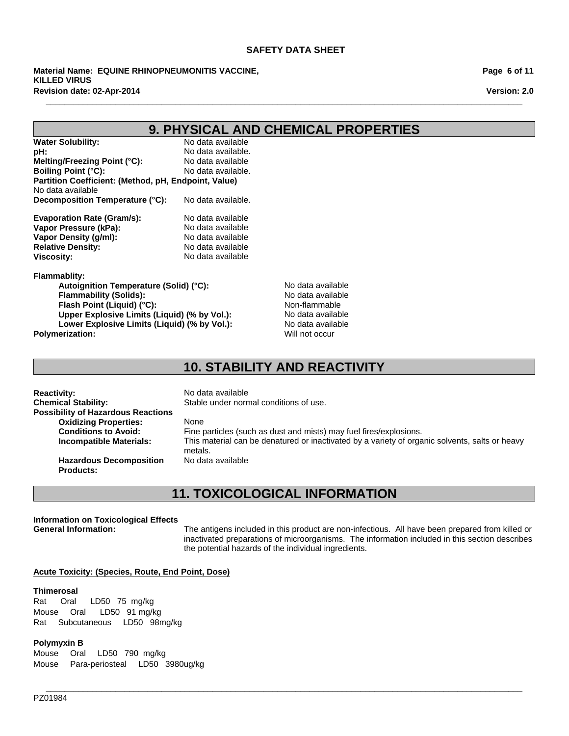## 9. PHYSICAL AND CHEMICAL PROPERTIES

**Water Solubility:** No data available
**pH:** No data available.
**Melting/Freezing Point (°C):** No data available
**Boiling Point (°C):** No data available.
**Partition Coefficient: (Method, pH, Endpoint, Value)**
No data available
**Decomposition Temperature (°C):** No data available.

**Evaporation Rate (Gram/s):** No data available
**Vapor Pressure (kPa):** No data available
**Vapor Density (g/ml):** No data available
**Relative Density:** No data available
**Viscosity:** No data available

**Flammablity:**

- **Autoignition Temperature (Solid) (°C):** No data available
- **Flammability (Solids):** No data available
- **Flash Point (Liquid) (°C):** Non-flammable
- **Upper Explosive Limits (Liquid) (% by Vol.):** No data available
- **Lower Explosive Limits (Liquid) (% by Vol.):** No data available

**Polymerization:** Will not occur

## 10. STABILITY AND REACTIVITY

**Reactivity:** No data available
**Chemical Stability:** Stable under normal conditions of use.
**Possibility of Hazardous Reactions**

- **Oxidizing Properties:** None
- **Conditions to Avoid:** Fine particles (such as dust and mists) may fuel fires/explosions.
- **Incompatible Materials:** This material can be denatured or inactivated by a variety of organic solvents, salts or heavy metals.
- **Hazardous Decomposition Products:** No data available

## 11. TOXICOLOGICAL INFORMATION

**Information on Toxicological Effects**
**General Information:** The antigens included in this product are non-infectious. All have been prepared from killed or inactivated preparations of microorganisms. The information included in this section describes the potential hazards of the individual ingredients.

**Acute Toxicity: (Species, Route, End Point, Dose)**

**Thimerosal**
Rat Oral LD50 75 mg/kg
Mouse Oral LD50 91 mg/kg
Rat Subcutaneous LD50 98mg/kg

**Polymyxin B**
Mouse Oral LD50 790 mg/kg
Mouse Para-periosteal LD50 3980ug/kg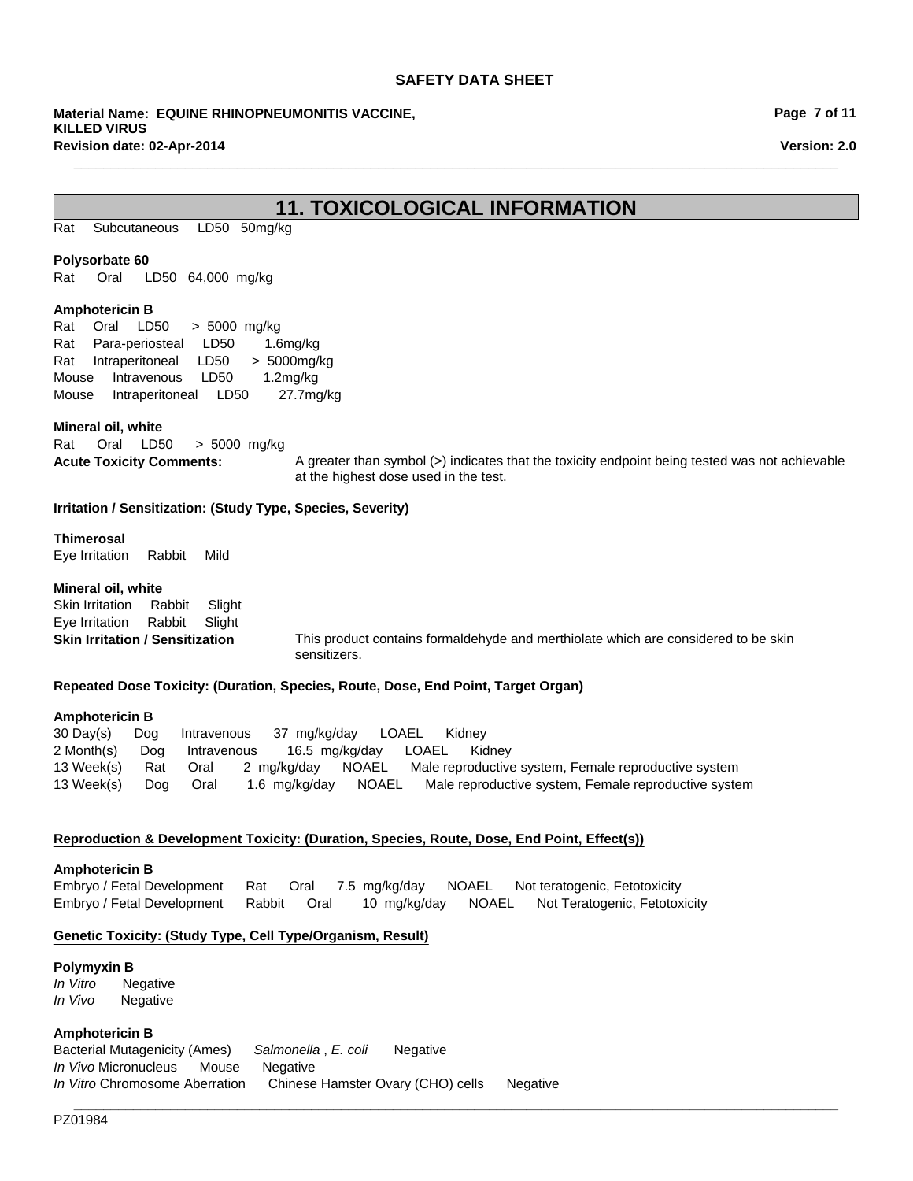# 11. TOXICOLOGICAL INFORMATION

Rat Subcutaneous LD50 50mg/kg

**Polysorbate 60**
Rat Oral LD50 64,000 mg/kg

**Amphotericin B**
Rat Oral LD50 > 5000 mg/kg
Rat Para-periosteal LD50 1.6mg/kg
Rat Intraperitoneal LD50 > 5000mg/kg
Mouse Intravenous LD50 1.2mg/kg
Mouse Intraperitoneal LD50 27.7mg/kg

**Mineral oil, white**
Rat Oral LD50 > 5000 mg/kg

**Acute Toxicity Comments:** A greater than symbol (>) indicates that the toxicity endpoint being tested was not achievable at the highest dose used in the test.

**Irritation / Sensitization: (Study Type, Species, Severity)**

**Thimerosal**
Eye Irritation Rabbit Mild

**Mineral oil, white**
Skin Irritation Rabbit Slight
Eye Irritation Rabbit Slight

**Skin Irritation / Sensitization** This product contains formaldehyde and merthiolate which are considered to be skin sensitizers.

**Repeated Dose Toxicity: (Duration, Species, Route, Dose, End Point, Target Organ)**

**Amphotericin B**
30 Day(s) Dog Intravenous 37 mg/kg/day LOAEL Kidney
2 Month(s) Dog Intravenous 16.5 mg/kg/day LOAEL Kidney
13 Week(s) Rat Oral 2 mg/kg/day NOAEL Male reproductive system, Female reproductive system
13 Week(s) Dog Oral 1.6 mg/kg/day NOAEL Male reproductive system, Female reproductive system

**Reproduction & Development Toxicity: (Duration, Species, Route, Dose, End Point, Effect(s))**

**Amphotericin B**
Embryo / Fetal Development Rat Oral 7.5 mg/kg/day NOAEL Not teratogenic, Fetotoxicity
Embryo / Fetal Development Rabbit Oral 10 mg/kg/day NOAEL Not Teratogenic, Fetotoxicity

**Genetic Toxicity: (Study Type, Cell Type/Organism, Result)**

**Polymyxin B**
*In Vitro* Negative
*In Vivo* Negative

**Amphotericin B**
Bacterial Mutagenicity (Ames) *Salmonella* , *E. coli* Negative
*In Vivo* Micronucleus Mouse Negative
*In Vitro* Chromosome Aberration Chinese Hamster Ovary (CHO) cells Negative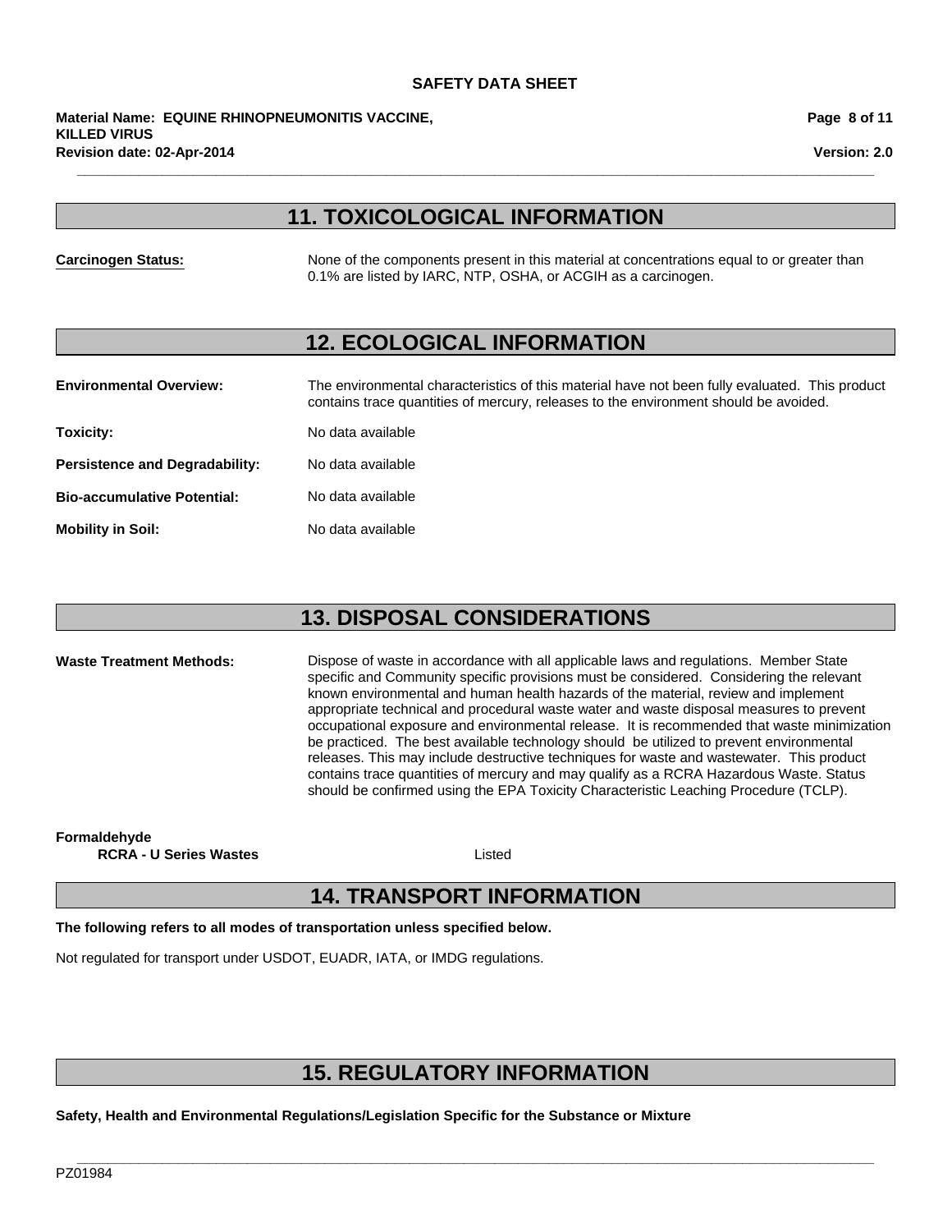## 11. TOXICOLOGICAL INFORMATION

**Carcinogen Status:** None of the components present in this material at concentrations equal to or greater than 0.1% are listed by IARC, NTP, OSHA, or ACGIH as a carcinogen.

## 12. ECOLOGICAL INFORMATION

**Environmental Overview:** The environmental characteristics of this material have not been fully evaluated. This product contains trace quantities of mercury, releases to the environment should be avoided.

**Toxicity:** No data available

**Persistence and Degradability:** No data available

**Bio-accumulative Potential:** No data available

**Mobility in Soil:** No data available

## 13. DISPOSAL CONSIDERATIONS

**Waste Treatment Methods:** Dispose of waste in accordance with all applicable laws and regulations. Member State specific and Community specific provisions must be considered. Considering the relevant known environmental and human health hazards of the material, review and implement appropriate technical and procedural waste water and waste disposal measures to prevent occupational exposure and environmental release. It is recommended that waste minimization be practiced. The best available technology should be utilized to prevent environmental releases. This may include destructive techniques for waste and wastewater. This product contains trace quantities of mercury and may qualify as a RCRA Hazardous Waste. Status should be confirmed using the EPA Toxicity Characteristic Leaching Procedure (TCLP).

**Formaldehyde**
**RCRA - U Series Wastes** Listed

## 14. TRANSPORT INFORMATION

**The following refers to all modes of transportation unless specified below.**

Not regulated for transport under USDOT, EUADR, IATA, or IMDG regulations.

## 15. REGULATORY INFORMATION

**Safety, Health and Environmental Regulations/Legislation Specific for the Substance or Mixture**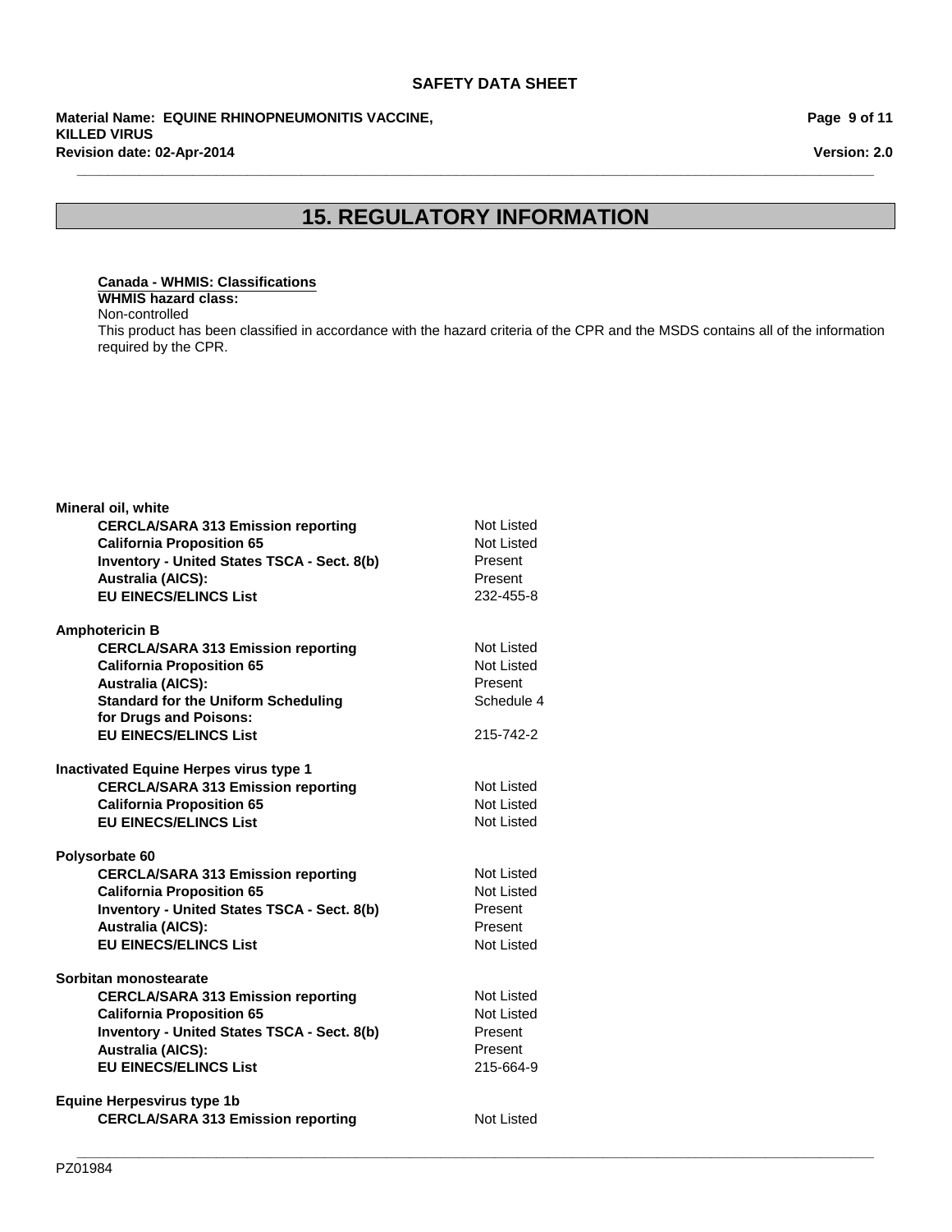# 15. REGULATORY INFORMATION

**Canada - WHMIS: Classifications**

**WHMIS hazard class:**

Non-controlled

This product has been classified in accordance with the hazard criteria of the CPR and the MSDS contains all of the information required by the CPR.

**Mineral oil, white**

| | |
|---|---|
| **CERCLA/SARA 313 Emission reporting** | Not Listed |
| **California Proposition 65** | Not Listed |
| **Inventory - United States TSCA - Sect. 8(b)** | Present |
| **Australia (AICS):** | Present |
| **EU EINECS/ELINCS List** | 232-455-8 |

**Amphotericin B**

| | |
|---|---|
| **CERCLA/SARA 313 Emission reporting** | Not Listed |
| **California Proposition 65** | Not Listed |
| **Australia (AICS):** | Present |
| **Standard for the Uniform Scheduling for Drugs and Poisons:** | Schedule 4 |
| **EU EINECS/ELINCS List** | 215-742-2 |

**Inactivated Equine Herpes virus type 1**

| | |
|---|---|
| **CERCLA/SARA 313 Emission reporting** | Not Listed |
| **California Proposition 65** | Not Listed |
| **EU EINECS/ELINCS List** | Not Listed |

**Polysorbate 60**

| | |
|---|---|
| **CERCLA/SARA 313 Emission reporting** | Not Listed |
| **California Proposition 65** | Not Listed |
| **Inventory - United States TSCA - Sect. 8(b)** | Present |
| **Australia (AICS):** | Present |
| **EU EINECS/ELINCS List** | Not Listed |

**Sorbitan monostearate**

| | |
|---|---|
| **CERCLA/SARA 313 Emission reporting** | Not Listed |
| **California Proposition 65** | Not Listed |
| **Inventory - United States TSCA - Sect. 8(b)** | Present |
| **Australia (AICS):** | Present |
| **EU EINECS/ELINCS List** | 215-664-9 |

**Equine Herpesvirus type 1b**

| | |
|---|---|
| **CERCLA/SARA 313 Emission reporting** | Not Listed |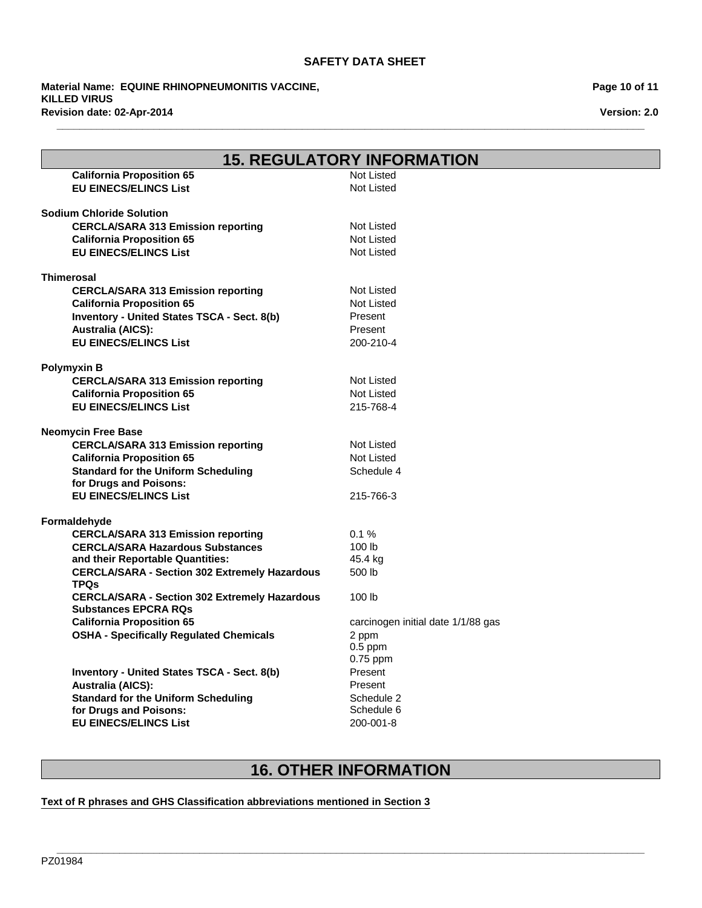## 15. REGULATORY INFORMATION

| | |
|---|---|
| **California Proposition 65** | Not Listed |
| **EU EINECS/ELINCS List** | Not Listed |

**Sodium Chloride Solution**

| | |
|---|---|
| **CERCLA/SARA 313 Emission reporting** | Not Listed |
| **California Proposition 65** | Not Listed |
| **EU EINECS/ELINCS List** | Not Listed |

**Thimerosal**

| | |
|---|---|
| **CERCLA/SARA 313 Emission reporting** | Not Listed |
| **California Proposition 65** | Not Listed |
| **Inventory - United States TSCA - Sect. 8(b)** | Present |
| **Australia (AICS):** | Present |
| **EU EINECS/ELINCS List** | 200-210-4 |

**Polymyxin B**

| | |
|---|---|
| **CERCLA/SARA 313 Emission reporting** | Not Listed |
| **California Proposition 65** | Not Listed |
| **EU EINECS/ELINCS List** | 215-768-4 |

**Neomycin Free Base**

| | |
|---|---|
| **CERCLA/SARA 313 Emission reporting** | Not Listed |
| **California Proposition 65** | Not Listed |
| **Standard for the Uniform Scheduling for Drugs and Poisons:** | Schedule 4 |
| **EU EINECS/ELINCS List** | 215-766-3 |

**Formaldehyde**

| | |
|---|---|
| **CERCLA/SARA 313 Emission reporting** | 0.1 % |
| **CERCLA/SARA Hazardous Substances and their Reportable Quantities:** | 100 lb<br>45.4 kg |
| **CERCLA/SARA - Section 302 Extremely Hazardous TPQs** | 500 lb |
| **CERCLA/SARA - Section 302 Extremely Hazardous Substances EPCRA RQs** | 100 lb |
| **California Proposition 65** | carcinogen initial date 1/1/88 gas |
| **OSHA - Specifically Regulated Chemicals** | 2 ppm<br>0.5 ppm<br>0.75 ppm |
| **Inventory - United States TSCA - Sect. 8(b)** | Present |
| **Australia (AICS):** | Present |
| **Standard for the Uniform Scheduling for Drugs and Poisons:** | Schedule 2<br>Schedule 6 |
| **EU EINECS/ELINCS List** | 200-001-8 |

## 16. OTHER INFORMATION

**Text of R phrases and GHS Classification abbreviations mentioned in Section 3**

PZ01984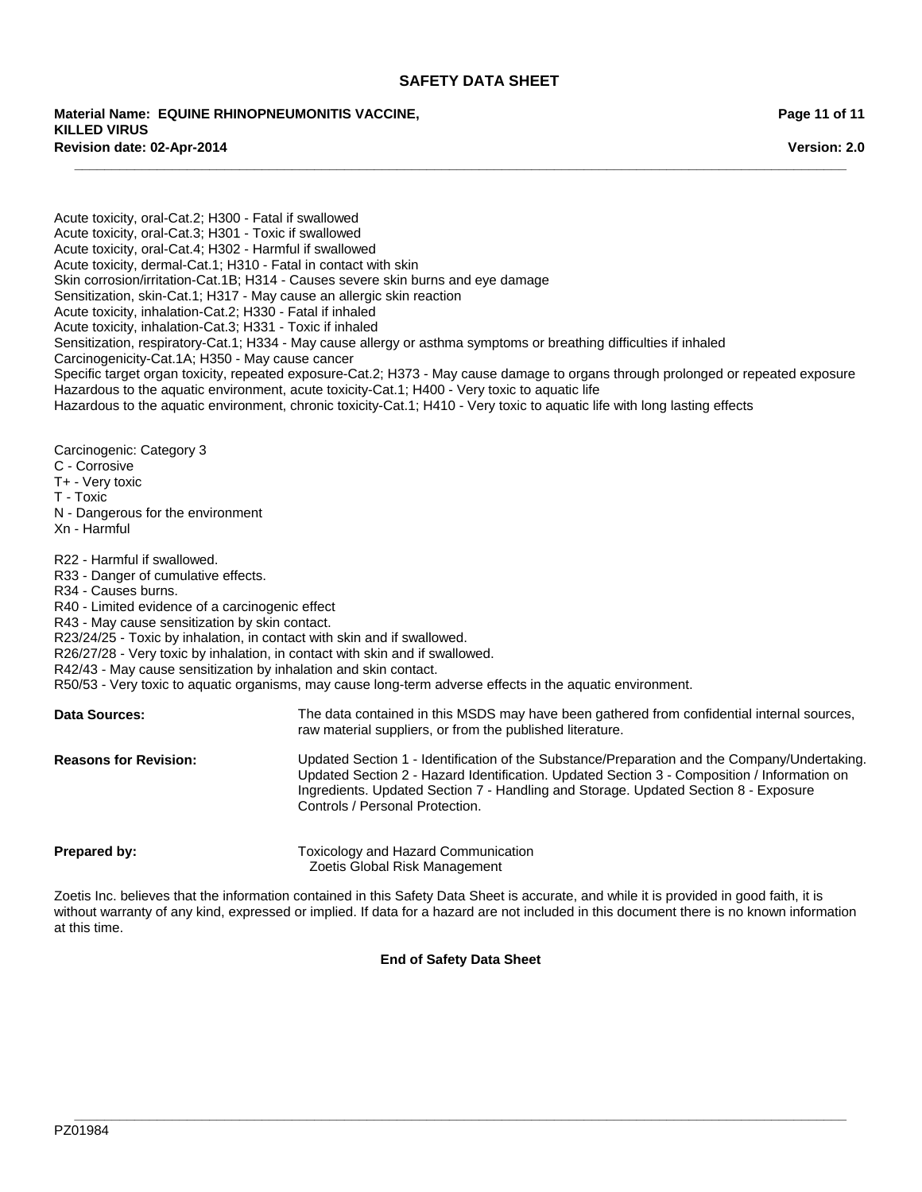Acute toxicity, oral-Cat.2; H300 - Fatal if swallowed
Acute toxicity, oral-Cat.3; H301 - Toxic if swallowed
Acute toxicity, oral-Cat.4; H302 - Harmful if swallowed
Acute toxicity, dermal-Cat.1; H310 - Fatal in contact with skin
Skin corrosion/irritation-Cat.1B; H314 - Causes severe skin burns and eye damage
Sensitization, skin-Cat.1; H317 - May cause an allergic skin reaction
Acute toxicity, inhalation-Cat.2; H330 - Fatal if inhaled
Acute toxicity, inhalation-Cat.3; H331 - Toxic if inhaled
Sensitization, respiratory-Cat.1; H334 - May cause allergy or asthma symptoms or breathing difficulties if inhaled
Carcinogenicity-Cat.1A; H350 - May cause cancer
Specific target organ toxicity, repeated exposure-Cat.2; H373 - May cause damage to organs through prolonged or repeated exposure
Hazardous to the aquatic environment, acute toxicity-Cat.1; H400 - Very toxic to aquatic life
Hazardous to the aquatic environment, chronic toxicity-Cat.1; H410 - Very toxic to aquatic life with long lasting effects

Carcinogenic: Category 3
C - Corrosive
T+ - Very toxic
T - Toxic
N - Dangerous for the environment
Xn - Harmful

R22 - Harmful if swallowed.
R33 - Danger of cumulative effects.
R34 - Causes burns.
R40 - Limited evidence of a carcinogenic effect
R43 - May cause sensitization by skin contact.
R23/24/25 - Toxic by inhalation, in contact with skin and if swallowed.
R26/27/28 - Very toxic by inhalation, in contact with skin and if swallowed.
R42/43 - May cause sensitization by inhalation and skin contact.
R50/53 - Very toxic to aquatic organisms, may cause long-term adverse effects in the aquatic environment.

**Data Sources:** The data contained in this MSDS may have been gathered from confidential internal sources, raw material suppliers, or from the published literature.

**Reasons for Revision:** Updated Section 1 - Identification of the Substance/Preparation and the Company/Undertaking. Updated Section 2 - Hazard Identification. Updated Section 3 - Composition / Information on Ingredients. Updated Section 7 - Handling and Storage. Updated Section 8 - Exposure Controls / Personal Protection.

**Prepared by:** Toxicology and Hazard Communication
Zoetis Global Risk Management

Zoetis Inc. believes that the information contained in this Safety Data Sheet is accurate, and while it is provided in good faith, it is without warranty of any kind, expressed or implied. If data for a hazard are not included in this document there is no known information at this time.

**End of Safety Data Sheet**

PZ01984